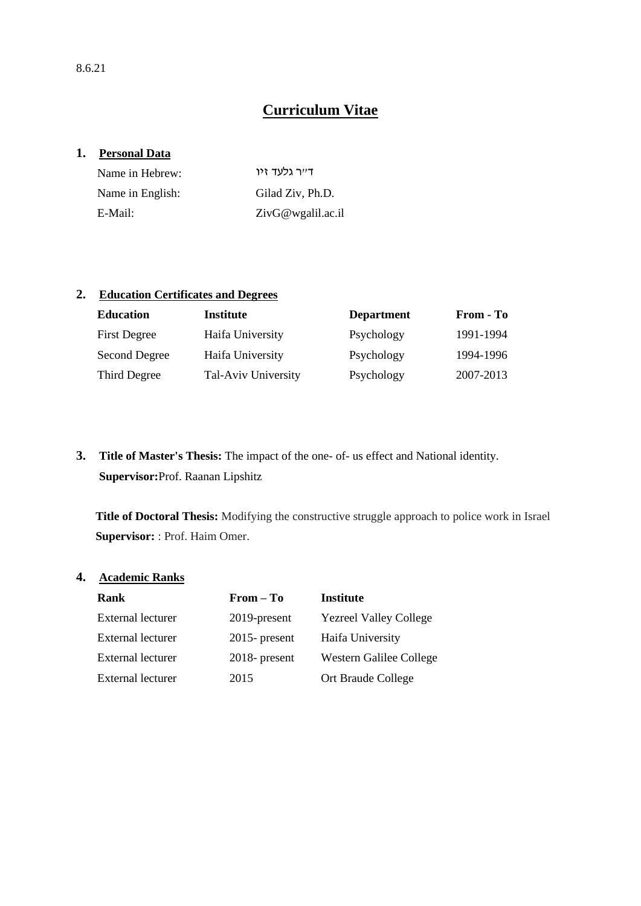8.6.21

# Curriculum Vitae

## 1. Personal Data

| | |
|---|---|
| Name in Hebrew: | ד"ר גלעד זיו |
| Name in English: | Gilad Ziv, Ph.D. |
| E-Mail: | ZivG@wgalil.ac.il |

## 2. Education Certificates and Degrees

| Education | Institute | Department | From - To |
|---|---|---|---|
| First Degree | Haifa University | Psychology | 1991-1994 |
| Second Degree | Haifa University | Psychology | 1994-1996 |
| Third Degree | Tal-Aviv University | Psychology | 2007-2013 |

## 3. **Title of Master's Thesis:** The impact of the one- of- us effect and National identity.

**Supervisor:**Prof. Raanan Lipshitz

**Title of Doctoral Thesis:** Modifying the constructive struggle approach to police work in Israel

**Supervisor:** : Prof. Haim Omer.

## 4. Academic Ranks

| Rank | From – To | Institute |
|---|---|---|
| External lecturer | 2019-present | Yezreel Valley College |
| External lecturer | 2015- present | Haifa University |
| External lecturer | 2018- present | Western Galilee College |
| External lecturer | 2015 | Ort Braude College |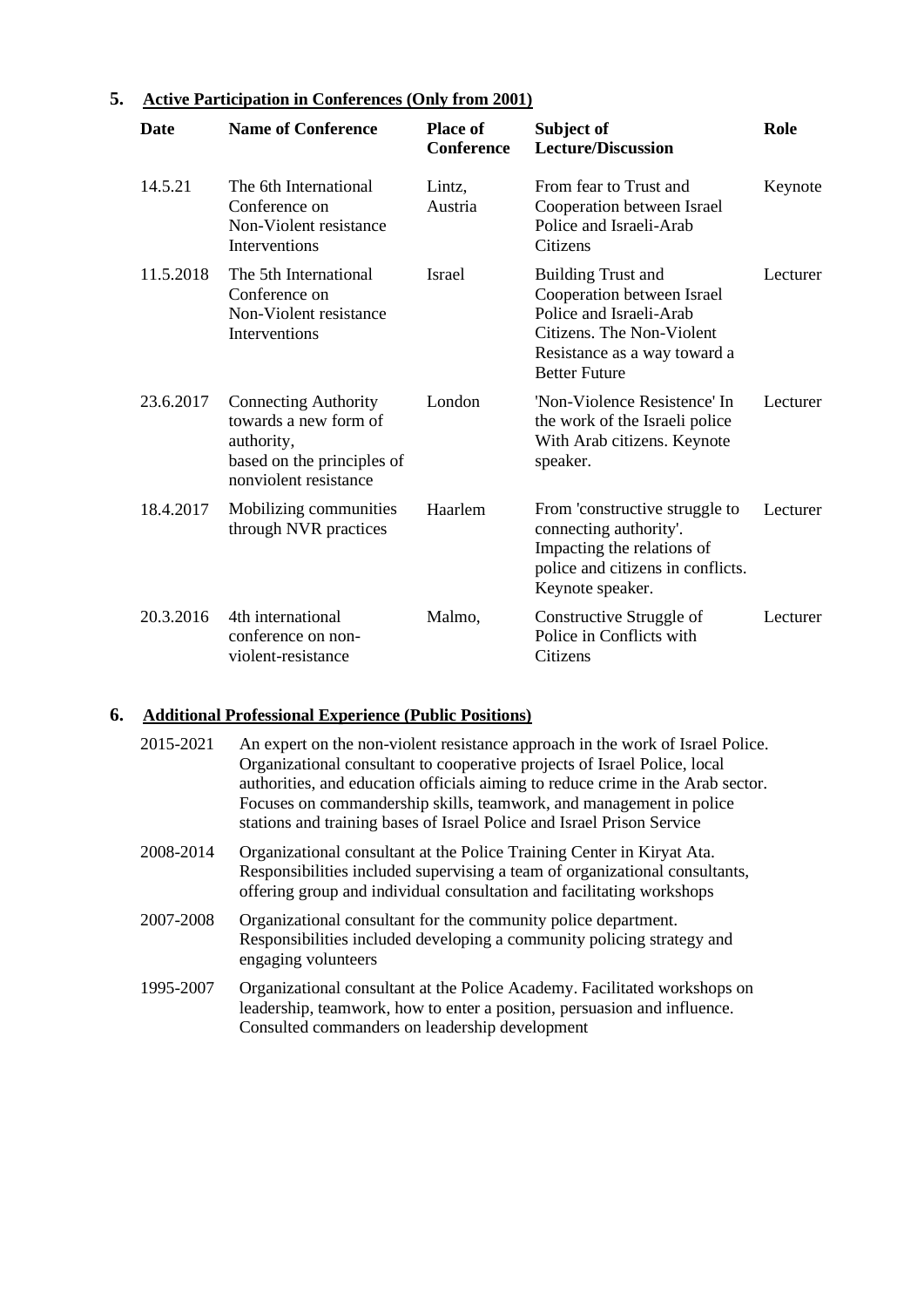## 5. Active Participation in Conferences (Only from 2001)

| Date | Name of Conference | Place of Conference | Subject of Lecture/Discussion | Role |
|---|---|---|---|---|
| 14.5.21 | The 6th International Conference on Non-Violent resistance Interventions | Lintz, Austria | From fear to Trust and Cooperation between Israel Police and Israeli-Arab Citizens | Keynote |
| 11.5.2018 | The 5th International Conference on Non-Violent resistance Interventions | Israel | Building Trust and Cooperation between Israel Police and Israeli-Arab Citizens. The Non-Violent Resistance as a way toward a Better Future | Lecturer |
| 23.6.2017 | Connecting Authority towards a new form of authority, based on the principles of nonviolent resistance | London | 'Non-Violence Resistence' In the work of the Israeli police With Arab citizens. Keynote speaker. | Lecturer |
| 18.4.2017 | Mobilizing communities through NVR practices | Haarlem | From 'constructive struggle to connecting authority'. Impacting the relations of police and citizens in conflicts. Keynote speaker. | Lecturer |
| 20.3.2016 | 4th international conference on non-violent-resistance | Malmo, | Constructive Struggle of Police in Conflicts with Citizens | Lecturer |

## 6. Additional Professional Experience (Public Positions)

| | |
|---|---|
| 2015-2021 | An expert on the non-violent resistance approach in the work of Israel Police. Organizational consultant to cooperative projects of Israel Police, local authorities, and education officials aiming to reduce crime in the Arab sector. Focuses on commandership skills, teamwork, and management in police stations and training bases of Israel Police and Israel Prison Service |
| 2008-2014 | Organizational consultant at the Police Training Center in Kiryat Ata. Responsibilities included supervising a team of organizational consultants, offering group and individual consultation and facilitating workshops |
| 2007-2008 | Organizational consultant for the community police department. Responsibilities included developing a community policing strategy and engaging volunteers |
| 1995-2007 | Organizational consultant at the Police Academy. Facilitated workshops on leadership, teamwork, how to enter a position, persuasion and influence. Consulted commanders on leadership development |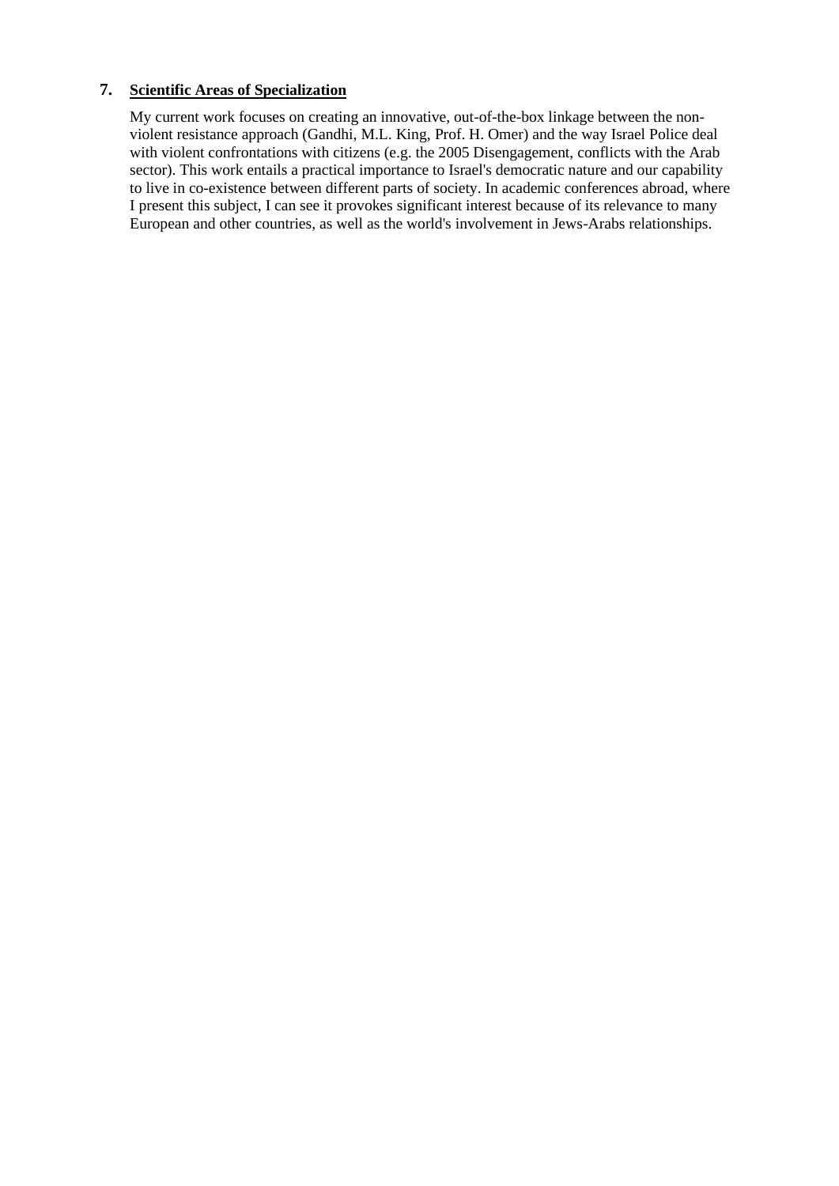## 7. **<u>Scientific Areas of Specialization</u>**

My current work focuses on creating an innovative, out-of-the-box linkage between the non-violent resistance approach (Gandhi, M.L. King, Prof. H. Omer) and the way Israel Police deal with violent confrontations with citizens (e.g. the 2005 Disengagement, conflicts with the Arab sector). This work entails a practical importance to Israel's democratic nature and our capability to live in co-existence between different parts of society. In academic conferences abroad, where I present this subject, I can see it provokes significant interest because of its relevance to many European and other countries, as well as the world's involvement in Jews-Arabs relationships.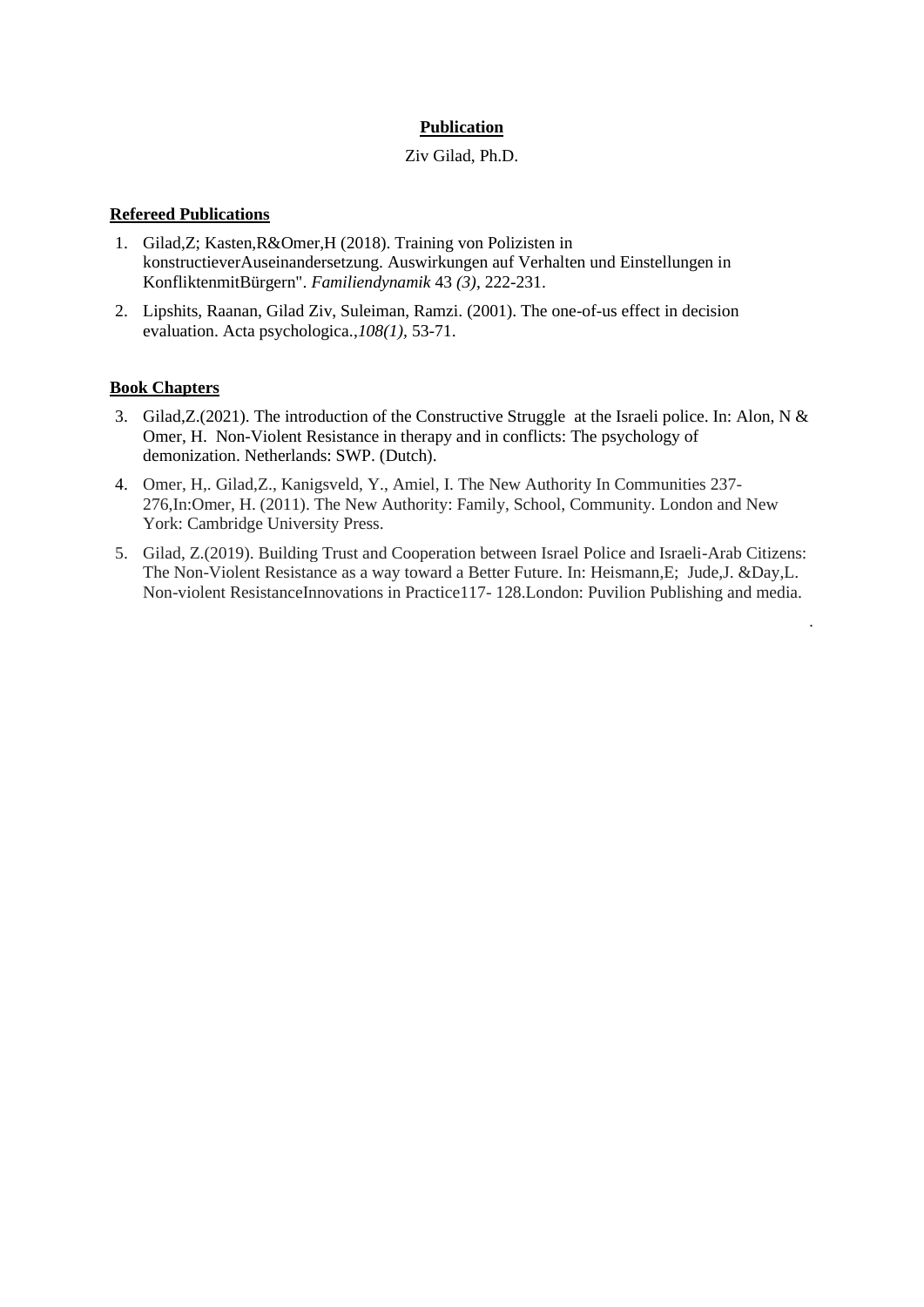**Publication**

Ziv Gilad, Ph.D.

**Refereed Publications**

1. Gilad,Z; Kasten,R&Omer,H (2018). Training von Polizisten in konstructieverAuseinandersetzung. Auswirkungen auf Verhalten und Einstellungen in KonfliktenmitBürgern". *Familiendynamik* 43 *(3)*, 222-231.
2. Lipshits, Raanan, Gilad Ziv, Suleiman, Ramzi. (2001). The one-of-us effect in decision evaluation. Acta psychologica.,*108(1)*, 53-71.

**Book Chapters**

3. Gilad,Z.(2021). The introduction of the Constructive Struggle at the Israeli police. In: Alon, N & Omer, H. Non-Violent Resistance in therapy and in conflicts: The psychology of demonization. Netherlands: SWP. (Dutch).
4. Omer, H,. Gilad,Z., Kanigsveld, Y., Amiel, I. The New Authority In Communities 237-276,In:Omer, H. (2011). The New Authority: Family, School, Community. London and New York: Cambridge University Press.
5. Gilad, Z.(2019). Building Trust and Cooperation between Israel Police and Israeli-Arab Citizens: The Non-Violent Resistance as a way toward a Better Future. In: Heismann,E; Jude,J. &Day,L. Non-violent ResistanceInnovations in Practice117- 128.London: Puvilion Publishing and media.